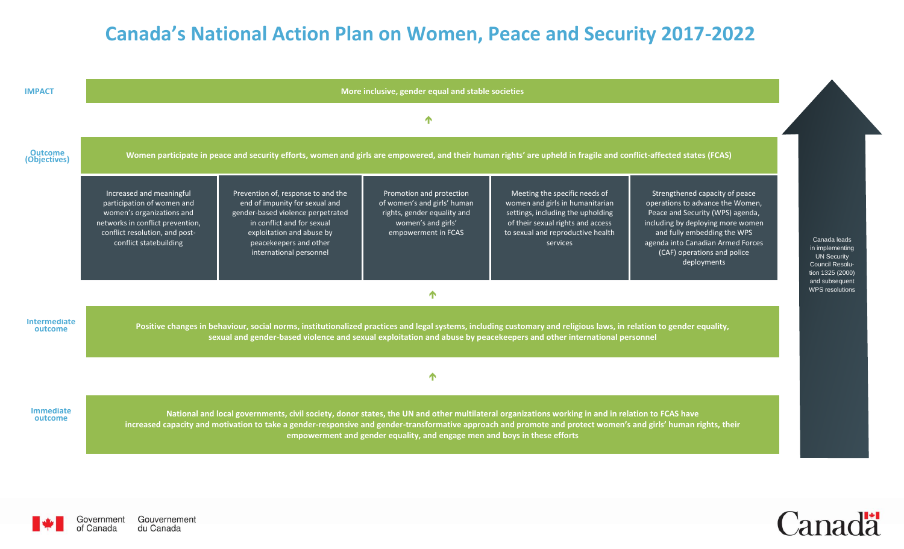# Canada's National Action Plan on Women, Peace and Security 2017-2022

**IMPACT**

**More inclusive, gender equal and stable societies**

**Outcome (Objectives)**

**Women participate in peace and security efforts, women and girls are empowered, and their human rights' are upheld in fragile and conflict-affected states (FCAS)**

- Increased and meaningful participation of women and women's organizations and networks in conflict prevention, conflict resolution, and post-conflict statebuilding
- Prevention of, response to and the end of impunity for sexual and gender-based violence perpetrated in conflict and for sexual exploitation and abuse by peacekeepers and other international personnel
- Promotion and protection of women's and girls' human rights, gender equality and women's and girls' empowerment in FCAS
- Meeting the specific needs of women and girls in humanitarian settings, including the upholding of their sexual rights and access to sexual and reproductive health services
- Strengthened capacity of peace operations to advance the Women, Peace and Security (WPS) agenda, including by deploying more women and fully embedding the WPS agenda into Canadian Armed Forces (CAF) operations and police deployments

**Intermediate outcome**

**Positive changes in behaviour, social norms, institutionalized practices and legal systems, including customary and religious laws, in relation to gender equality, sexual and gender-based violence and sexual exploitation and abuse by peacekeepers and other international personnel**

**Immediate outcome**

**National and local governments, civil society, donor states, the UN and other multilateral organizations working in and in relation to FCAS have increased capacity and motivation to take a gender-responsive and gender-transformative approach and promote and protect women's and girls' human rights, their empowerment and gender equality, and engage men and boys in these efforts**

Canada leads in implementing UN Security Council Resolution 1325 (2000) and subsequent WPS resolutions

Government of Canada / Gouvernement du Canada

Canada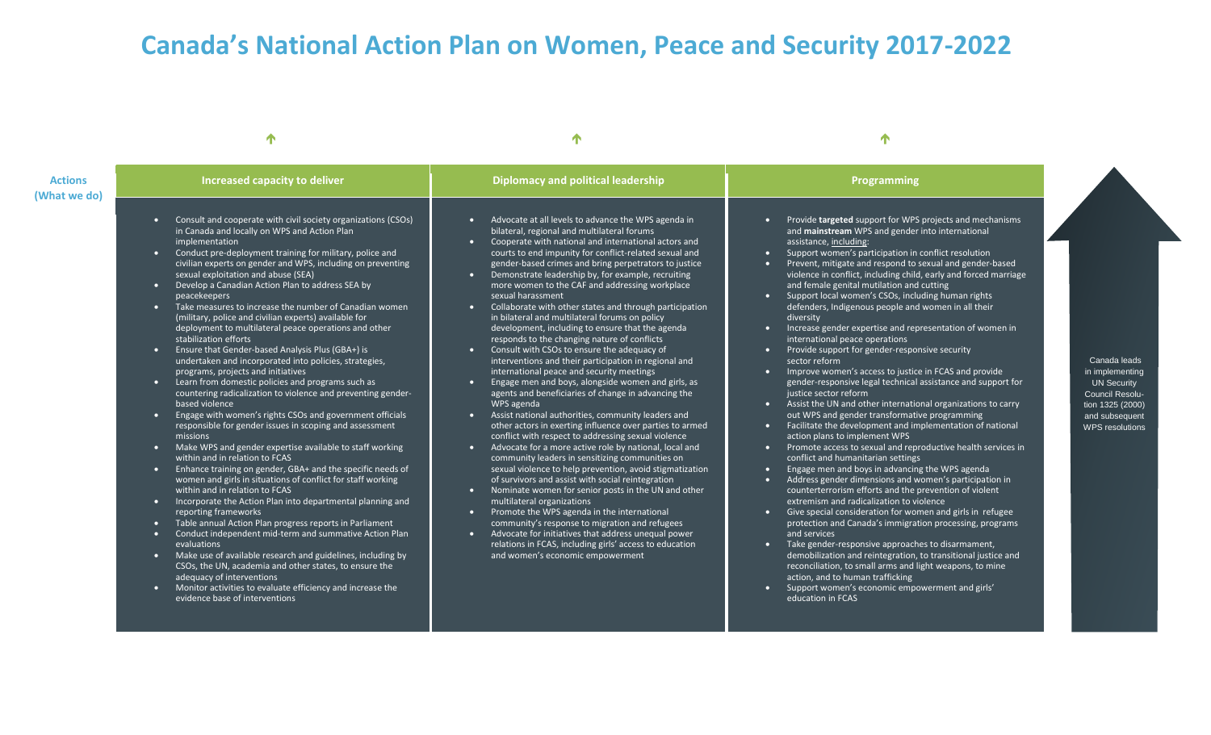# Canada's National Action Plan on Women, Peace and Security 2017-2022

**Actions (What we do)**

## Increased capacity to deliver

- Consult and cooperate with civil society organizations (CSOs) in Canada and locally on WPS and Action Plan implementation
- Conduct pre-deployment training for military, police and civilian experts on gender and WPS, including on preventing sexual exploitation and abuse (SEA)
- Develop a Canadian Action Plan to address SEA by peacekeepers
- Take measures to increase the number of Canadian women (military, police and civilian experts) available for deployment to multilateral peace operations and other stabilization efforts
- Ensure that Gender-based Analysis Plus (GBA+) is undertaken and incorporated into policies, strategies, programs, projects and initiatives
- Learn from domestic policies and programs such as countering radicalization to violence and preventing gender-based violence
- Engage with women's rights CSOs and government officials responsible for gender issues in scoping and assessment missions
- Make WPS and gender expertise available to staff working within and in relation to FCAS
- Enhance training on gender, GBA+ and the specific needs of women and girls in situations of conflict for staff working within and in relation to FCAS
- Incorporate the Action Plan into departmental planning and reporting frameworks
- Table annual Action Plan progress reports in Parliament
- Conduct independent mid-term and summative Action Plan evaluations
- Make use of available research and guidelines, including by CSOs, the UN, academia and other states, to ensure the adequacy of interventions
- Monitor activities to evaluate efficiency and increase the evidence base of interventions

## Diplomacy and political leadership

- Advocate at all levels to advance the WPS agenda in bilateral, regional and multilateral forums
- Cooperate with national and international actors and courts to end impunity for conflict-related sexual and gender-based crimes and bring perpetrators to justice
- Demonstrate leadership by, for example, recruiting more women to the CAF and addressing workplace sexual harassment
- Collaborate with other states and through participation in bilateral and multilateral forums on policy development, including to ensure that the agenda responds to the changing nature of conflicts
- Consult with CSOs to ensure the adequacy of interventions and their participation in regional and international peace and security meetings
- Engage men and boys, alongside women and girls, as agents and beneficiaries of change in advancing the WPS agenda
- Assist national authorities, community leaders and other actors in exerting influence over parties to armed conflict with respect to addressing sexual violence
- Advocate for a more active role by national, local and community leaders in sensitizing communities on sexual violence to help prevention, avoid stigmatization of survivors and assist with social reintegration
- Nominate women for senior posts in the UN and other multilateral organizations
- Promote the WPS agenda in the international community's response to migration and refugees
- Advocate for initiatives that address unequal power relations in FCAS, including girls' access to education and women's economic empowerment

## Programming

- Provide **targeted** support for WPS projects and mechanisms and **mainstream** WPS and gender into international assistance, including:
- Support women's participation in conflict resolution
- Prevent, mitigate and respond to sexual and gender-based violence in conflict, including child, early and forced marriage and female genital mutilation and cutting
- Support local women's CSOs, including human rights defenders, Indigenous people and women in all their diversity
- Increase gender expertise and representation of women in international peace operations
- Provide support for gender-responsive security sector reform
- Improve women's access to justice in FCAS and provide gender-responsive legal technical assistance and support for justice sector reform
- Assist the UN and other international organizations to carry out WPS and gender transformative programming
- Facilitate the development and implementation of national action plans to implement WPS
- Promote access to sexual and reproductive health services in conflict and humanitarian settings
- Engage men and boys in advancing the WPS agenda
- Address gender dimensions and women's participation in counterterrorism efforts and the prevention of violent extremism and radicalization to violence
- Give special consideration for women and girls in refugee protection and Canada's immigration processing, programs and services
- Take gender-responsive approaches to disarmament, demobilization and reintegration, to transitional justice and reconciliation, to small arms and light weapons, to mine action, and to human trafficking
- Support women's economic empowerment and girls' education in FCAS

Canada leads in implementing UN Security Council Resolution 1325 (2000) and subsequent WPS resolutions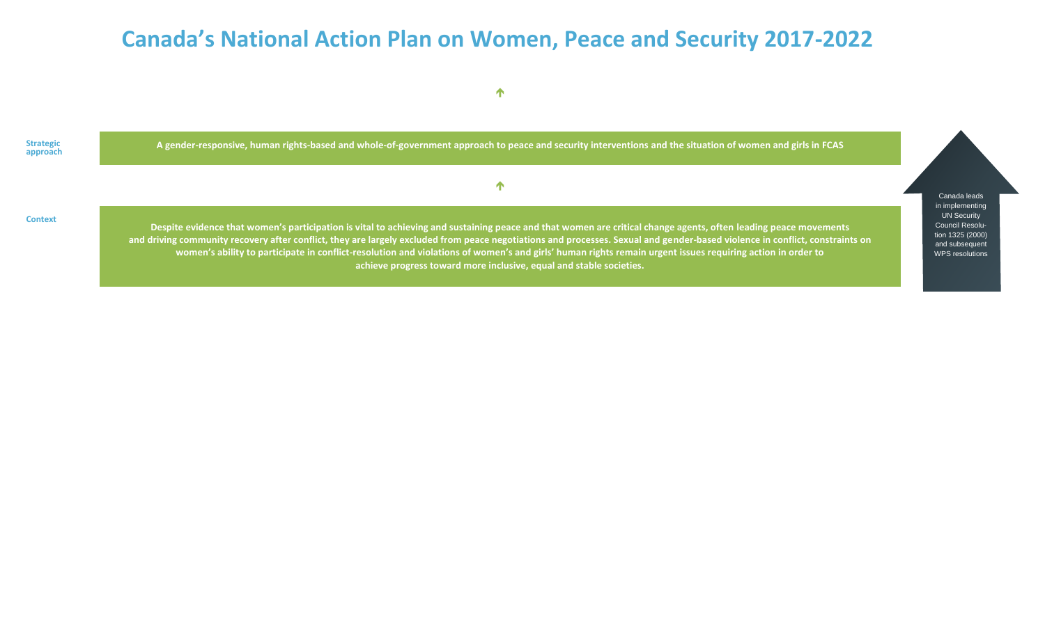# Canada's National Action Plan on Women, Peace and Security 2017-2022

**Strategic approach**

**A gender-responsive, human rights-based and whole-of-government approach to peace and security interventions and the situation of women and girls in FCAS**

**Context**

**Despite evidence that women's participation is vital to achieving and sustaining peace and that women are critical change agents, often leading peace movements and driving community recovery after conflict, they are largely excluded from peace negotiations and processes. Sexual and gender-based violence in conflict, constraints on women's ability to participate in conflict-resolution and violations of women's and girls' human rights remain urgent issues requiring action in order to achieve progress toward more inclusive, equal and stable societies.**

Canada leads in implementing UN Security Council Resolution 1325 (2000) and subsequent WPS resolutions